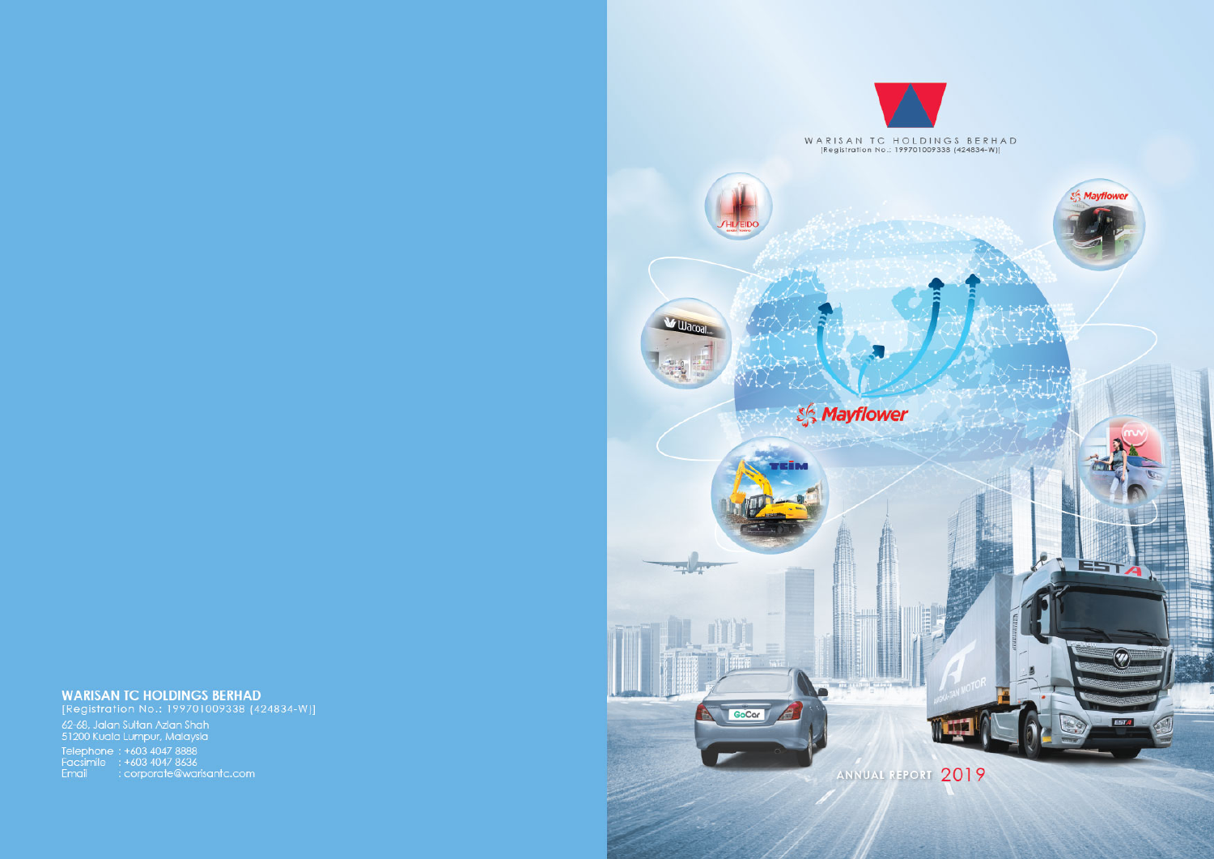# WARISAN TC HOLDINGS BERHAD

[Registration No.: 199701009338 (424834-W)]

62-68, Jalan Sultan Azlan Shah
51200 Kuala Lumpur, Malaysia

Telephone : +603 4047 8888
Facsimile : +603 4047 8636
Email : corporate@warisantc.com

WARISAN TC HOLDINGS BERHAD
[Registration No.: 199701009338 (424834-W)]

ANNUAL REPORT 2019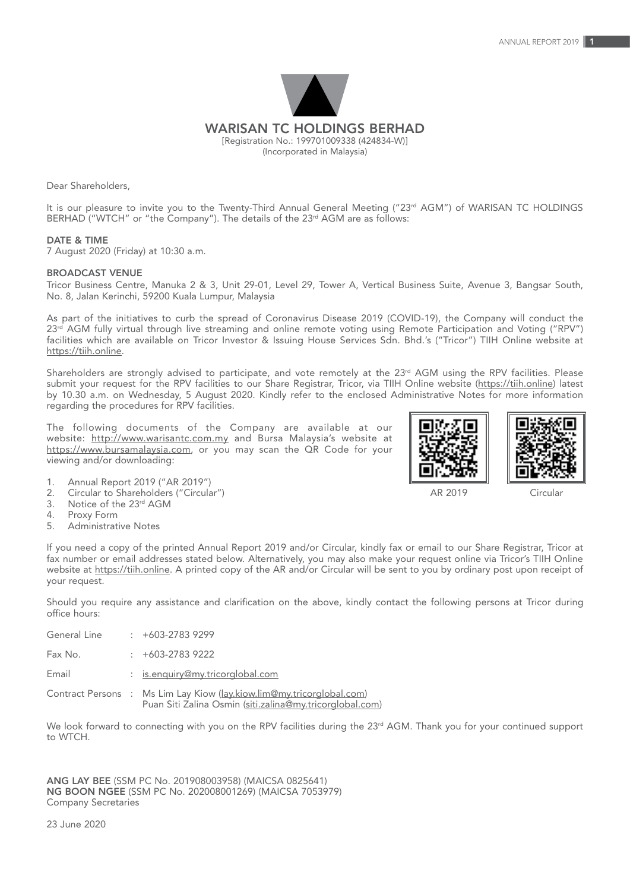# WARISAN TC HOLDINGS BERHAD

[Registration No.: 199701009338 (424834-W)]
(Incorporated in Malaysia)

Dear Shareholders,

It is our pleasure to invite you to the Twenty-Third Annual General Meeting ("23rd AGM") of WARISAN TC HOLDINGS BERHAD ("WTCH" or "the Company"). The details of the 23rd AGM are as follows:

**DATE & TIME**
7 August 2020 (Friday) at 10:30 a.m.

**BROADCAST VENUE**
Tricor Business Centre, Manuka 2 & 3, Unit 29-01, Level 29, Tower A, Vertical Business Suite, Avenue 3, Bangsar South, No. 8, Jalan Kerinchi, 59200 Kuala Lumpur, Malaysia

As part of the initiatives to curb the spread of Coronavirus Disease 2019 (COVID-19), the Company will conduct the 23rd AGM fully virtual through live streaming and online remote voting using Remote Participation and Voting ("RPV") facilities which are available on Tricor Investor & Issuing House Services Sdn. Bhd.'s ("Tricor") TIIH Online website at https://tiih.online.

Shareholders are strongly advised to participate, and vote remotely at the 23rd AGM using the RPV facilities. Please submit your request for the RPV facilities to our Share Registrar, Tricor, via TIIH Online website (https://tiih.online) latest by 10.30 a.m. on Wednesday, 5 August 2020. Kindly refer to the enclosed Administrative Notes for more information regarding the procedures for RPV facilities.

The following documents of the Company are available at our website: http://www.warisantc.com.my and Bursa Malaysia's website at https://www.bursamalaysia.com, or you may scan the QR Code for your viewing and/or downloading:

1. Annual Report 2019 ("AR 2019")
2. Circular to Shareholders ("Circular")
3. Notice of the 23rd AGM
4. Proxy Form
5. Administrative Notes

AR 2019 | Circular

If you need a copy of the printed Annual Report 2019 and/or Circular, kindly fax or email to our Share Registrar, Tricor at fax number or email addresses stated below. Alternatively, you may also make your request online via Tricor's TIIH Online website at https://tiih.online. A printed copy of the AR and/or Circular will be sent to you by ordinary post upon receipt of your request.

Should you require any assistance and clarification on the above, kindly contact the following persons at Tricor during office hours:

General Line : +603-2783 9299

Fax No. : +603-2783 9222

Email : is.enquiry@my.tricorglobal.com

Contract Persons : Ms Lim Lay Kiow (lay.kiow.lim@my.tricorglobal.com)
Puan Siti Zalina Osmin (siti.zalina@my.tricorglobal.com)

We look forward to connecting with you on the RPV facilities during the 23rd AGM. Thank you for your continued support to WTCH.

**ANG LAY BEE** (SSM PC No. 201908003958) (MAICSA 0825641)
**NG BOON NGEE** (SSM PC No. 202008001269) (MAICSA 7053979)
Company Secretaries

23 June 2020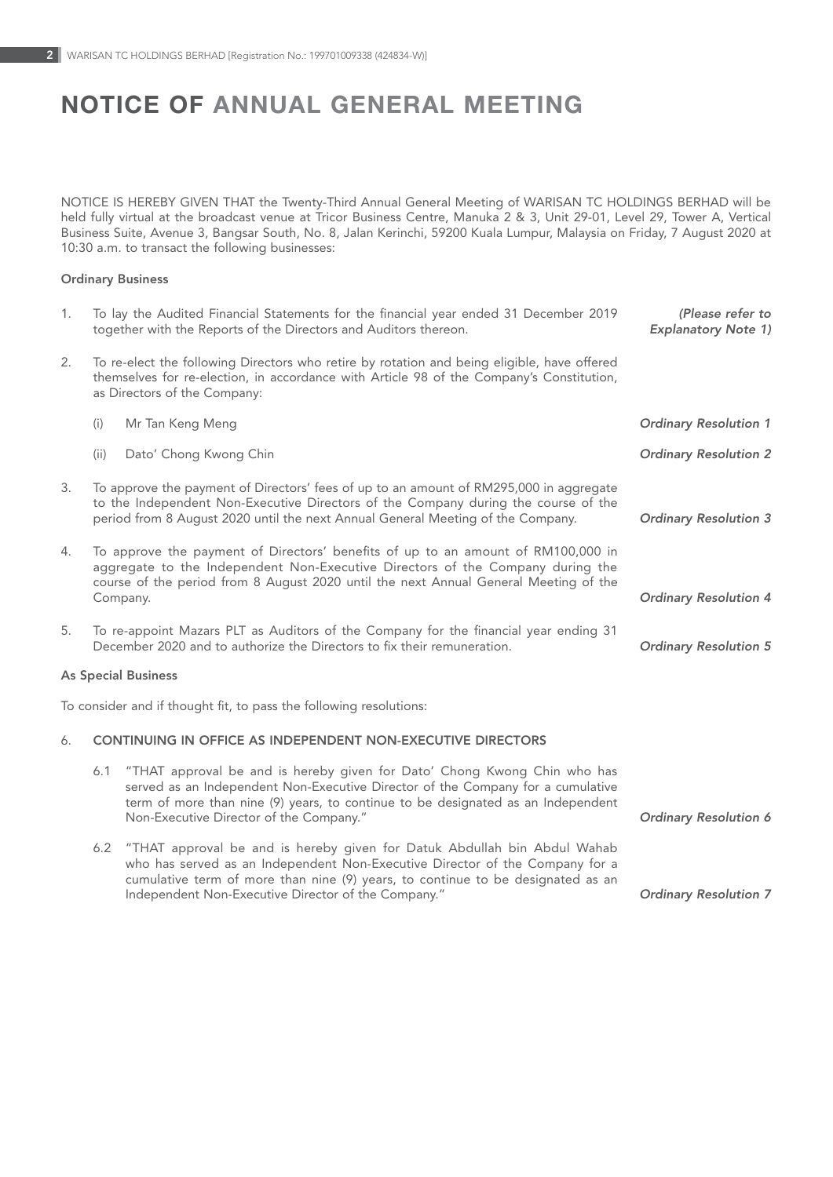# NOTICE OF ANNUAL GENERAL MEETING

NOTICE IS HEREBY GIVEN THAT the Twenty-Third Annual General Meeting of WARISAN TC HOLDINGS BERHAD will be held fully virtual at the broadcast venue at Tricor Business Centre, Manuka 2 & 3, Unit 29-01, Level 29, Tower A, Vertical Business Suite, Avenue 3, Bangsar South, No. 8, Jalan Kerinchi, 59200 Kuala Lumpur, Malaysia on Friday, 7 August 2020 at 10:30 a.m. to transact the following businesses:

**Ordinary Business**

1. To lay the Audited Financial Statements for the financial year ended 31 December 2019 together with the Reports of the Directors and Auditors thereon. ***(Please refer to Explanatory Note 1)***

2. To re-elect the following Directors who retire by rotation and being eligible, have offered themselves for re-election, in accordance with Article 98 of the Company's Constitution, as Directors of the Company:

   (i) Mr Tan Keng Meng ***Ordinary Resolution 1***

   (ii) Dato' Chong Kwong Chin ***Ordinary Resolution 2***

3. To approve the payment of Directors' fees of up to an amount of RM295,000 in aggregate to the Independent Non-Executive Directors of the Company during the course of the period from 8 August 2020 until the next Annual General Meeting of the Company. ***Ordinary Resolution 3***

4. To approve the payment of Directors' benefits of up to an amount of RM100,000 in aggregate to the Independent Non-Executive Directors of the Company during the course of the period from 8 August 2020 until the next Annual General Meeting of the Company. ***Ordinary Resolution 4***

5. To re-appoint Mazars PLT as Auditors of the Company for the financial year ending 31 December 2020 and to authorize the Directors to fix their remuneration. ***Ordinary Resolution 5***

**As Special Business**

To consider and if thought fit, to pass the following resolutions:

6. **CONTINUING IN OFFICE AS INDEPENDENT NON-EXECUTIVE DIRECTORS**

   6.1 "THAT approval be and is hereby given for Dato' Chong Kwong Chin who has served as an Independent Non-Executive Director of the Company for a cumulative term of more than nine (9) years, to continue to be designated as an Independent Non-Executive Director of the Company." ***Ordinary Resolution 6***

   6.2 "THAT approval be and is hereby given for Datuk Abdullah bin Abdul Wahab who has served as an Independent Non-Executive Director of the Company for a cumulative term of more than nine (9) years, to continue to be designated as an Independent Non-Executive Director of the Company." ***Ordinary Resolution 7***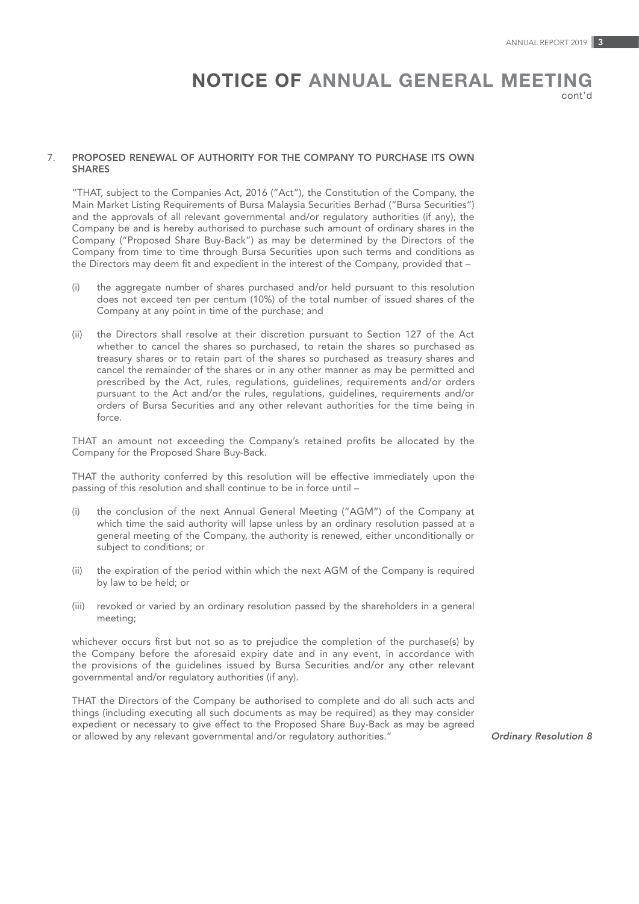# NOTICE OF ANNUAL GENERAL MEETING

cont'd

7. **PROPOSED RENEWAL OF AUTHORITY FOR THE COMPANY TO PURCHASE ITS OWN SHARES**

"THAT, subject to the Companies Act, 2016 ("Act"), the Constitution of the Company, the Main Market Listing Requirements of Bursa Malaysia Securities Berhad ("Bursa Securities") and the approvals of all relevant governmental and/or regulatory authorities (if any), the Company be and is hereby authorised to purchase such amount of ordinary shares in the Company ("Proposed Share Buy-Back") as may be determined by the Directors of the Company from time to time through Bursa Securities upon such terms and conditions as the Directors may deem fit and expedient in the interest of the Company, provided that –

(i) the aggregate number of shares purchased and/or held pursuant to this resolution does not exceed ten per centum (10%) of the total number of issued shares of the Company at any point in time of the purchase; and

(ii) the Directors shall resolve at their discretion pursuant to Section 127 of the Act whether to cancel the shares so purchased, to retain the shares so purchased as treasury shares or to retain part of the shares so purchased as treasury shares and cancel the remainder of the shares or in any other manner as may be permitted and prescribed by the Act, rules, regulations, guidelines, requirements and/or orders pursuant to the Act and/or the rules, regulations, guidelines, requirements and/or orders of Bursa Securities and any other relevant authorities for the time being in force.

THAT an amount not exceeding the Company's retained profits be allocated by the Company for the Proposed Share Buy-Back.

THAT the authority conferred by this resolution will be effective immediately upon the passing of this resolution and shall continue to be in force until –

(i) the conclusion of the next Annual General Meeting ("AGM") of the Company at which time the said authority will lapse unless by an ordinary resolution passed at a general meeting of the Company, the authority is renewed, either unconditionally or subject to conditions; or

(ii) the expiration of the period within which the next AGM of the Company is required by law to be held; or

(iii) revoked or varied by an ordinary resolution passed by the shareholders in a general meeting;

whichever occurs first but not so as to prejudice the completion of the purchase(s) by the Company before the aforesaid expiry date and in any event, in accordance with the provisions of the guidelines issued by Bursa Securities and/or any other relevant governmental and/or regulatory authorities (if any).

THAT the Directors of the Company be authorised to complete and do all such acts and things (including executing all such documents as may be required) as they may consider expedient or necessary to give effect to the Proposed Share Buy-Back as may be agreed or allowed by any relevant governmental and/or regulatory authorities."

*Ordinary Resolution 8*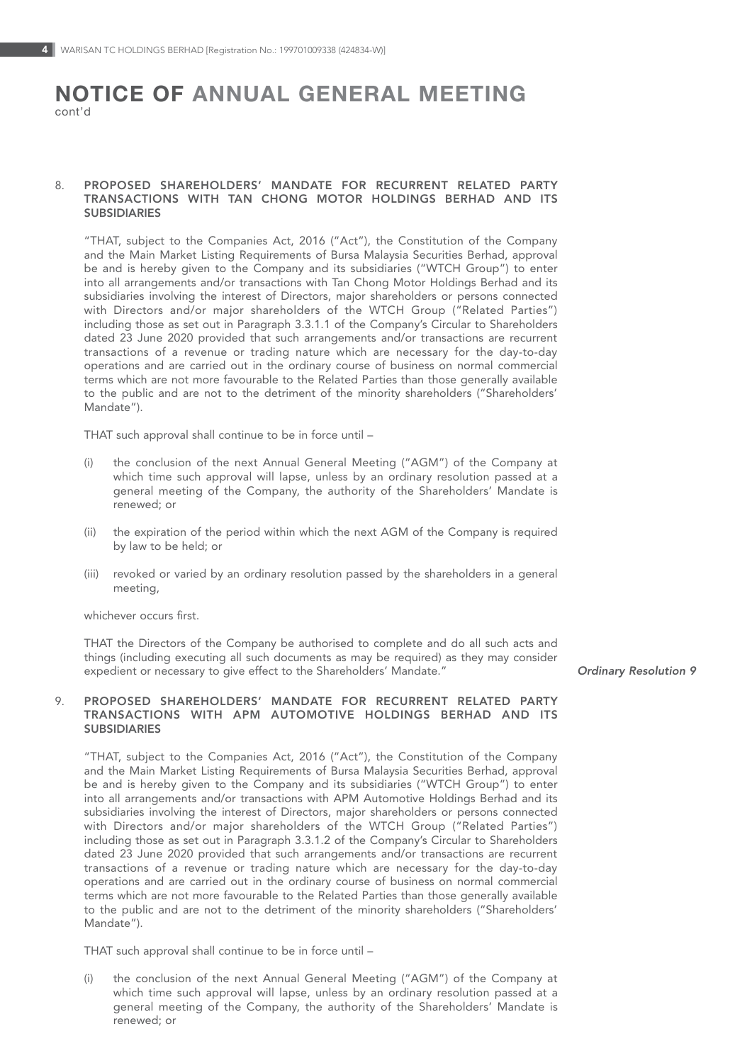# NOTICE OF ANNUAL GENERAL MEETING

cont'd

8. **PROPOSED SHAREHOLDERS' MANDATE FOR RECURRENT RELATED PARTY TRANSACTIONS WITH TAN CHONG MOTOR HOLDINGS BERHAD AND ITS SUBSIDIARIES**

   "THAT, subject to the Companies Act, 2016 ("Act"), the Constitution of the Company and the Main Market Listing Requirements of Bursa Malaysia Securities Berhad, approval be and is hereby given to the Company and its subsidiaries ("WTCH Group") to enter into all arrangements and/or transactions with Tan Chong Motor Holdings Berhad and its subsidiaries involving the interest of Directors, major shareholders or persons connected with Directors and/or major shareholders of the WTCH Group ("Related Parties") including those as set out in Paragraph 3.3.1.1 of the Company's Circular to Shareholders dated 23 June 2020 provided that such arrangements and/or transactions are recurrent transactions of a revenue or trading nature which are necessary for the day-to-day operations and are carried out in the ordinary course of business on normal commercial terms which are not more favourable to the Related Parties than those generally available to the public and are not to the detriment of the minority shareholders ("Shareholders' Mandate").

   THAT such approval shall continue to be in force until –

   (i) the conclusion of the next Annual General Meeting ("AGM") of the Company at which time such approval will lapse, unless by an ordinary resolution passed at a general meeting of the Company, the authority of the Shareholders' Mandate is renewed; or

   (ii) the expiration of the period within which the next AGM of the Company is required by law to be held; or

   (iii) revoked or varied by an ordinary resolution passed by the shareholders in a general meeting,

   whichever occurs first.

   THAT the Directors of the Company be authorised to complete and do all such acts and things (including executing all such documents as may be required) as they may consider expedient or necessary to give effect to the Shareholders' Mandate." *Ordinary Resolution 9*

9. **PROPOSED SHAREHOLDERS' MANDATE FOR RECURRENT RELATED PARTY TRANSACTIONS WITH APM AUTOMOTIVE HOLDINGS BERHAD AND ITS SUBSIDIARIES**

   "THAT, subject to the Companies Act, 2016 ("Act"), the Constitution of the Company and the Main Market Listing Requirements of Bursa Malaysia Securities Berhad, approval be and is hereby given to the Company and its subsidiaries ("WTCH Group") to enter into all arrangements and/or transactions with APM Automotive Holdings Berhad and its subsidiaries involving the interest of Directors, major shareholders or persons connected with Directors and/or major shareholders of the WTCH Group ("Related Parties") including those as set out in Paragraph 3.3.1.2 of the Company's Circular to Shareholders dated 23 June 2020 provided that such arrangements and/or transactions are recurrent transactions of a revenue or trading nature which are necessary for the day-to-day operations and are carried out in the ordinary course of business on normal commercial terms which are not more favourable to the Related Parties than those generally available to the public and are not to the detriment of the minority shareholders ("Shareholders' Mandate").

   THAT such approval shall continue to be in force until –

   (i) the conclusion of the next Annual General Meeting ("AGM") of the Company at which time such approval will lapse, unless by an ordinary resolution passed at a general meeting of the Company, the authority of the Shareholders' Mandate is renewed; or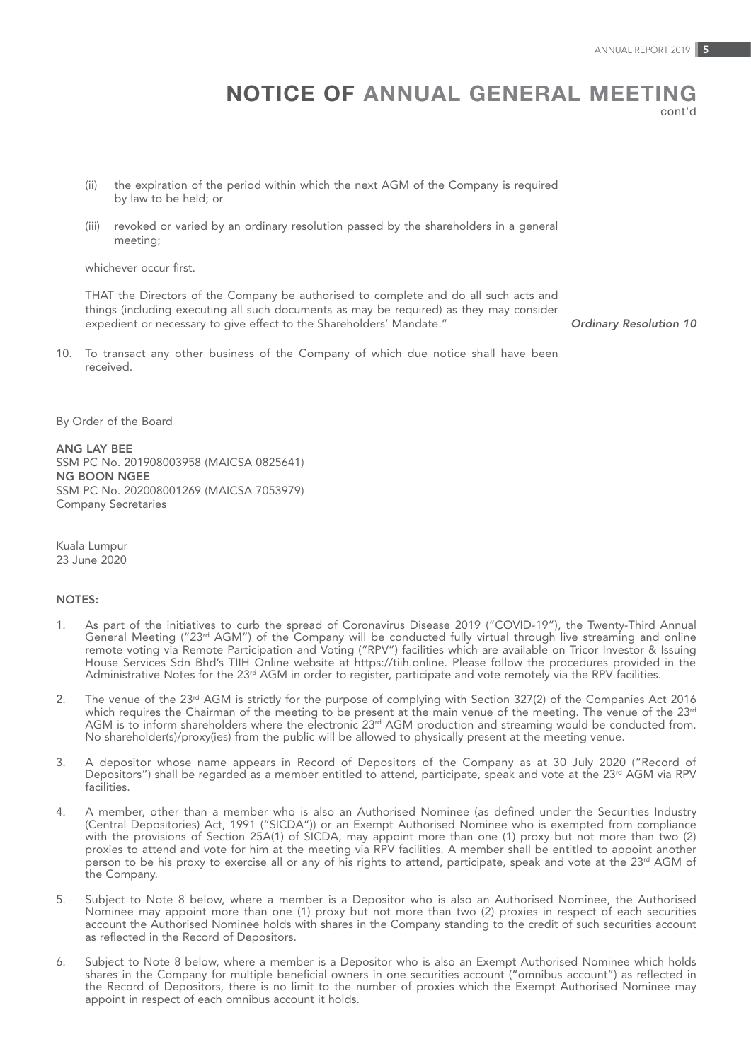# NOTICE OF ANNUAL GENERAL MEETING

cont'd

(ii) the expiration of the period within which the next AGM of the Company is required by law to be held; or

(iii) revoked or varied by an ordinary resolution passed by the shareholders in a general meeting;

whichever occur first.

THAT the Directors of the Company be authorised to complete and do all such acts and things (including executing all such documents as may be required) as they may consider expedient or necessary to give effect to the Shareholders' Mandate." *Ordinary Resolution 10*

10. To transact any other business of the Company of which due notice shall have been received.

By Order of the Board

**ANG LAY BEE**
SSM PC No. 201908003958 (MAICSA 0825641)
**NG BOON NGEE**
SSM PC No. 202008001269 (MAICSA 7053979)
Company Secretaries

Kuala Lumpur
23 June 2020

**NOTES:**

1. As part of the initiatives to curb the spread of Coronavirus Disease 2019 ("COVID-19"), the Twenty-Third Annual General Meeting ("23rd AGM") of the Company will be conducted fully virtual through live streaming and online remote voting via Remote Participation and Voting ("RPV") facilities which are available on Tricor Investor & Issuing House Services Sdn Bhd's TIIH Online website at https://tiih.online. Please follow the procedures provided in the Administrative Notes for the 23rd AGM in order to register, participate and vote remotely via the RPV facilities.

2. The venue of the 23rd AGM is strictly for the purpose of complying with Section 327(2) of the Companies Act 2016 which requires the Chairman of the meeting to be present at the main venue of the meeting. The venue of the 23rd AGM is to inform shareholders where the electronic 23rd AGM production and streaming would be conducted from. No shareholder(s)/proxy(ies) from the public will be allowed to physically present at the meeting venue.

3. A depositor whose name appears in Record of Depositors of the Company as at 30 July 2020 ("Record of Depositors") shall be regarded as a member entitled to attend, participate, speak and vote at the 23rd AGM via RPV facilities.

4. A member, other than a member who is also an Authorised Nominee (as defined under the Securities Industry (Central Depositories) Act, 1991 ("SICDA")) or an Exempt Authorised Nominee who is exempted from compliance with the provisions of Section 25A(1) of SICDA, may appoint more than one (1) proxy but not more than two (2) proxies to attend and vote for him at the meeting via RPV facilities. A member shall be entitled to appoint another person to be his proxy to exercise all or any of his rights to attend, participate, speak and vote at the 23rd AGM of the Company.

5. Subject to Note 8 below, where a member is a Depositor who is also an Authorised Nominee, the Authorised Nominee may appoint more than one (1) proxy but not more than two (2) proxies in respect of each securities account the Authorised Nominee holds with shares in the Company standing to the credit of such securities account as reflected in the Record of Depositors.

6. Subject to Note 8 below, where a member is a Depositor who is also an Exempt Authorised Nominee which holds shares in the Company for multiple beneficial owners in one securities account ("omnibus account") as reflected in the Record of Depositors, there is no limit to the number of proxies which the Exempt Authorised Nominee may appoint in respect of each omnibus account it holds.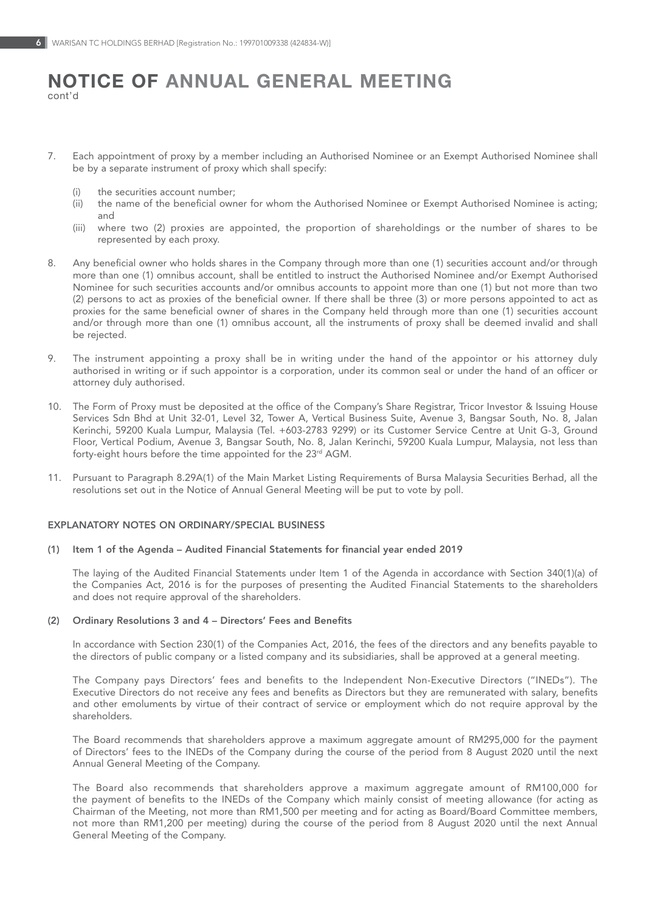# NOTICE OF ANNUAL GENERAL MEETING
cont'd

7. Each appointment of proxy by a member including an Authorised Nominee or an Exempt Authorised Nominee shall be by a separate instrument of proxy which shall specify:

    (i) the securities account number;
    (ii) the name of the beneficial owner for whom the Authorised Nominee or Exempt Authorised Nominee is acting; and
    (iii) where two (2) proxies are appointed, the proportion of shareholdings or the number of shares to be represented by each proxy.

8. Any beneficial owner who holds shares in the Company through more than one (1) securities account and/or through more than one (1) omnibus account, shall be entitled to instruct the Authorised Nominee and/or Exempt Authorised Nominee for such securities accounts and/or omnibus accounts to appoint more than one (1) but not more than two (2) persons to act as proxies of the beneficial owner. If there shall be three (3) or more persons appointed to act as proxies for the same beneficial owner of shares in the Company held through more than one (1) securities account and/or through more than one (1) omnibus account, all the instruments of proxy shall be deemed invalid and shall be rejected.

9. The instrument appointing a proxy shall be in writing under the hand of the appointor or his attorney duly authorised in writing or if such appointor is a corporation, under its common seal or under the hand of an officer or attorney duly authorised.

10. The Form of Proxy must be deposited at the office of the Company's Share Registrar, Tricor Investor & Issuing House Services Sdn Bhd at Unit 32-01, Level 32, Tower A, Vertical Business Suite, Avenue 3, Bangsar South, No. 8, Jalan Kerinchi, 59200 Kuala Lumpur, Malaysia (Tel. +603-2783 9299) or its Customer Service Centre at Unit G-3, Ground Floor, Vertical Podium, Avenue 3, Bangsar South, No. 8, Jalan Kerinchi, 59200 Kuala Lumpur, Malaysia, not less than forty-eight hours before the time appointed for the 23rd AGM.

11. Pursuant to Paragraph 8.29A(1) of the Main Market Listing Requirements of Bursa Malaysia Securities Berhad, all the resolutions set out in the Notice of Annual General Meeting will be put to vote by poll.

## EXPLANATORY NOTES ON ORDINARY/SPECIAL BUSINESS

### (1) Item 1 of the Agenda – Audited Financial Statements for financial year ended 2019

The laying of the Audited Financial Statements under Item 1 of the Agenda in accordance with Section 340(1)(a) of the Companies Act, 2016 is for the purposes of presenting the Audited Financial Statements to the shareholders and does not require approval of the shareholders.

### (2) Ordinary Resolutions 3 and 4 – Directors' Fees and Benefits

In accordance with Section 230(1) of the Companies Act, 2016, the fees of the directors and any benefits payable to the directors of public company or a listed company and its subsidiaries, shall be approved at a general meeting.

The Company pays Directors' fees and benefits to the Independent Non-Executive Directors ("INEDs"). The Executive Directors do not receive any fees and benefits as Directors but they are remunerated with salary, benefits and other emoluments by virtue of their contract of service or employment which do not require approval by the shareholders.

The Board recommends that shareholders approve a maximum aggregate amount of RM295,000 for the payment of Directors' fees to the INEDs of the Company during the course of the period from 8 August 2020 until the next Annual General Meeting of the Company.

The Board also recommends that shareholders approve a maximum aggregate amount of RM100,000 for the payment of benefits to the INEDs of the Company which mainly consist of meeting allowance (for acting as Chairman of the Meeting, not more than RM1,500 per meeting and for acting as Board/Board Committee members, not more than RM1,200 per meeting) during the course of the period from 8 August 2020 until the next Annual General Meeting of the Company.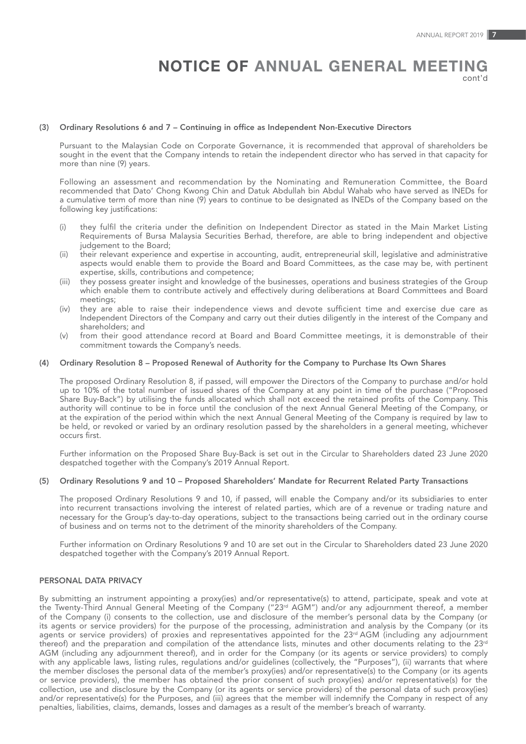# NOTICE OF ANNUAL GENERAL MEETING
cont'd

**(3) Ordinary Resolutions 6 and 7 – Continuing in office as Independent Non-Executive Directors**

Pursuant to the Malaysian Code on Corporate Governance, it is recommended that approval of shareholders be sought in the event that the Company intends to retain the independent director who has served in that capacity for more than nine (9) years.

Following an assessment and recommendation by the Nominating and Remuneration Committee, the Board recommended that Dato' Chong Kwong Chin and Datuk Abdullah bin Abdul Wahab who have served as INEDs for a cumulative term of more than nine (9) years to continue to be designated as INEDs of the Company based on the following key justifications:

(i) they fulfil the criteria under the definition on Independent Director as stated in the Main Market Listing Requirements of Bursa Malaysia Securities Berhad, therefore, are able to bring independent and objective judgement to the Board;
(ii) their relevant experience and expertise in accounting, audit, entrepreneurial skill, legislative and administrative aspects would enable them to provide the Board and Board Committees, as the case may be, with pertinent expertise, skills, contributions and competence;
(iii) they possess greater insight and knowledge of the businesses, operations and business strategies of the Group which enable them to contribute actively and effectively during deliberations at Board Committees and Board meetings;
(iv) they are able to raise their independence views and devote sufficient time and exercise due care as Independent Directors of the Company and carry out their duties diligently in the interest of the Company and shareholders; and
(v) from their good attendance record at Board and Board Committee meetings, it is demonstrable of their commitment towards the Company's needs.

**(4) Ordinary Resolution 8 – Proposed Renewal of Authority for the Company to Purchase Its Own Shares**

The proposed Ordinary Resolution 8, if passed, will empower the Directors of the Company to purchase and/or hold up to 10% of the total number of issued shares of the Company at any point in time of the purchase ("Proposed Share Buy-Back") by utilising the funds allocated which shall not exceed the retained profits of the Company. This authority will continue to be in force until the conclusion of the next Annual General Meeting of the Company, or at the expiration of the period within which the next Annual General Meeting of the Company is required by law to be held, or revoked or varied by an ordinary resolution passed by the shareholders in a general meeting, whichever occurs first.

Further information on the Proposed Share Buy-Back is set out in the Circular to Shareholders dated 23 June 2020 despatched together with the Company's 2019 Annual Report.

**(5) Ordinary Resolutions 9 and 10 – Proposed Shareholders' Mandate for Recurrent Related Party Transactions**

The proposed Ordinary Resolutions 9 and 10, if passed, will enable the Company and/or its subsidiaries to enter into recurrent transactions involving the interest of related parties, which are of a revenue or trading nature and necessary for the Group's day-to-day operations, subject to the transactions being carried out in the ordinary course of business and on terms not to the detriment of the minority shareholders of the Company.

Further information on Ordinary Resolutions 9 and 10 are set out in the Circular to Shareholders dated 23 June 2020 despatched together with the Company's 2019 Annual Report.

**PERSONAL DATA PRIVACY**

By submitting an instrument appointing a proxy(ies) and/or representative(s) to attend, participate, speak and vote at the Twenty-Third Annual General Meeting of the Company ("23rd AGM") and/or any adjournment thereof, a member of the Company (i) consents to the collection, use and disclosure of the member's personal data by the Company (or its agents or service providers) for the purpose of the processing, administration and analysis by the Company (or its agents or service providers) of proxies and representatives appointed for the 23rd AGM (including any adjournment thereof) and the preparation and compilation of the attendance lists, minutes and other documents relating to the 23rd AGM (including any adjournment thereof), and in order for the Company (or its agents or service providers) to comply with any applicable laws, listing rules, regulations and/or guidelines (collectively, the "Purposes"), (ii) warrants that where the member discloses the personal data of the member's proxy(ies) and/or representative(s) to the Company (or its agents or service providers), the member has obtained the prior consent of such proxy(ies) and/or representative(s) for the collection, use and disclosure by the Company (or its agents or service providers) of the personal data of such proxy(ies) and/or representative(s) for the Purposes, and (iii) agrees that the member will indemnify the Company in respect of any penalties, liabilities, claims, demands, losses and damages as a result of the member's breach of warranty.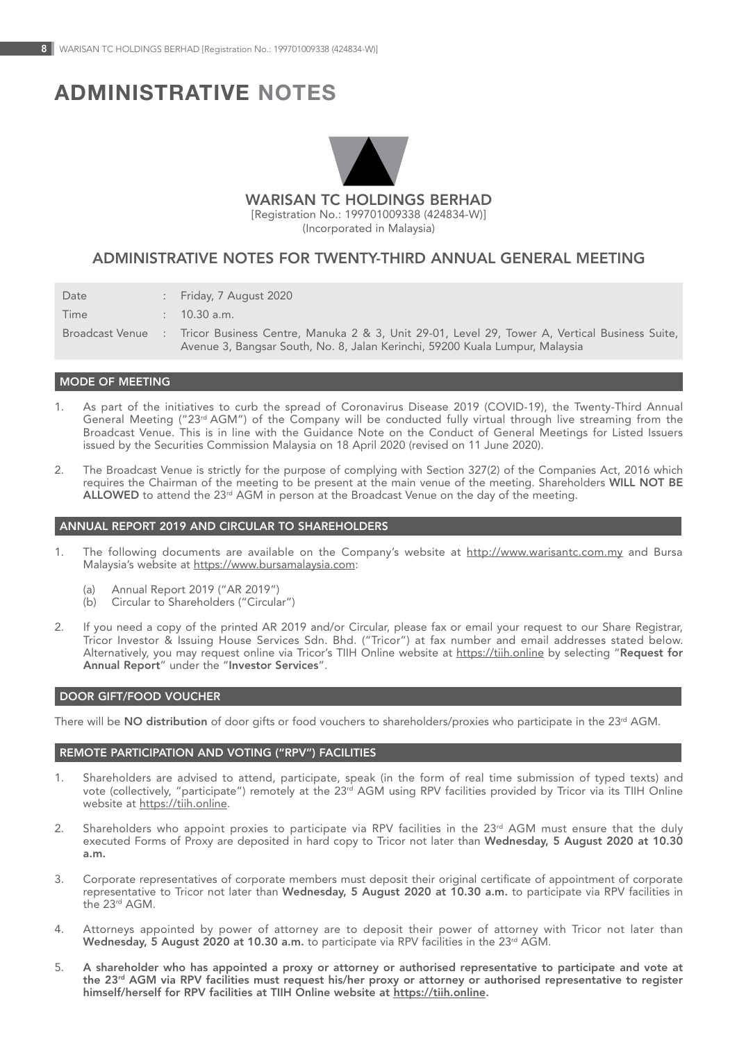# ADMINISTRATIVE NOTES

**WARISAN TC HOLDINGS BERHAD**
[Registration No.: 199701009338 (424834-W)]
(Incorporated in Malaysia)

## ADMINISTRATIVE NOTES FOR TWENTY-THIRD ANNUAL GENERAL MEETING

| | | |
|---|---|---|
| Date | : | Friday, 7 August 2020 |
| Time | : | 10.30 a.m. |
| Broadcast Venue | : | Tricor Business Centre, Manuka 2 & 3, Unit 29-01, Level 29, Tower A, Vertical Business Suite, Avenue 3, Bangsar South, No. 8, Jalan Kerinchi, 59200 Kuala Lumpur, Malaysia |

### MODE OF MEETING

1. As part of the initiatives to curb the spread of Coronavirus Disease 2019 (COVID-19), the Twenty-Third Annual General Meeting ("23rd AGM") of the Company will be conducted fully virtual through live streaming from the Broadcast Venue. This is in line with the Guidance Note on the Conduct of General Meetings for Listed Issuers issued by the Securities Commission Malaysia on 18 April 2020 (revised on 11 June 2020).

2. The Broadcast Venue is strictly for the purpose of complying with Section 327(2) of the Companies Act, 2016 which requires the Chairman of the meeting to be present at the main venue of the meeting. Shareholders **WILL NOT BE ALLOWED** to attend the 23rd AGM in person at the Broadcast Venue on the day of the meeting.

### ANNUAL REPORT 2019 AND CIRCULAR TO SHAREHOLDERS

1. The following documents are available on the Company's website at http://www.warisantc.com.my and Bursa Malaysia's website at https://www.bursamalaysia.com:

   (a) Annual Report 2019 ("AR 2019")
   (b) Circular to Shareholders ("Circular")

2. If you need a copy of the printed AR 2019 and/or Circular, please fax or email your request to our Share Registrar, Tricor Investor & Issuing House Services Sdn. Bhd. ("Tricor") at fax number and email addresses stated below. Alternatively, you may request online via Tricor's TIIH Online website at https://tiih.online by selecting "**Request for Annual Report**" under the "**Investor Services**".

### DOOR GIFT/FOOD VOUCHER

There will be **NO distribution** of door gifts or food vouchers to shareholders/proxies who participate in the 23rd AGM.

### REMOTE PARTICIPATION AND VOTING ("RPV") FACILITIES

1. Shareholders are advised to attend, participate, speak (in the form of real time submission of typed texts) and vote (collectively, "participate") remotely at the 23rd AGM using RPV facilities provided by Tricor via its TIIH Online website at https://tiih.online.

2. Shareholders who appoint proxies to participate via RPV facilities in the 23rd AGM must ensure that the duly executed Forms of Proxy are deposited in hard copy to Tricor not later than **Wednesday, 5 August 2020 at 10.30 a.m.**

3. Corporate representatives of corporate members must deposit their original certificate of appointment of corporate representative to Tricor not later than **Wednesday, 5 August 2020 at 10.30 a.m.** to participate via RPV facilities in the 23rd AGM.

4. Attorneys appointed by power of attorney are to deposit their power of attorney with Tricor not later than **Wednesday, 5 August 2020 at 10.30 a.m.** to participate via RPV facilities in the 23rd AGM.

5. **A shareholder who has appointed a proxy or attorney or authorised representative to participate and vote at the 23rd AGM via RPV facilities must request his/her proxy or attorney or authorised representative to register himself/herself for RPV facilities at TIIH Online website at https://tiih.online.**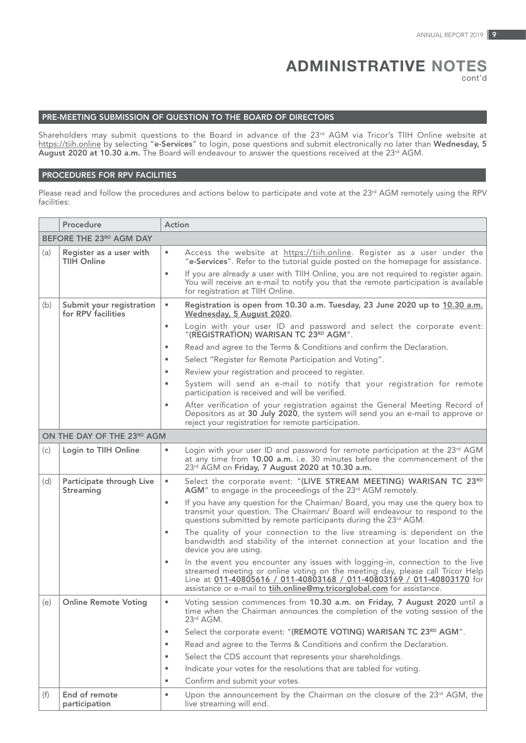# ADMINISTRATIVE NOTES
cont'd

## PRE-MEETING SUBMISSION OF QUESTION TO THE BOARD OF DIRECTORS

Shareholders may submit questions to the Board in advance of the 23rd AGM via Tricor's TIIH Online website at https://tiih.online by selecting "**e-Services**" to login, pose questions and submit electronically no later than **Wednesday, 5 August 2020 at 10.30 a.m.** The Board will endeavour to answer the questions received at the 23rd AGM.

## PROCEDURES FOR RPV FACILITIES

Please read and follow the procedures and actions below to participate and vote at the 23rd AGM remotely using the RPV facilities:

| | Procedure | Action |
|---|---|---|
| **BEFORE THE 23RD AGM DAY** | | |
| (a) | **Register as a user with TIIH Online** | • Access the website at https://tiih.online. Register as a user under the "**e-Services**". Refer to the tutorial guide posted on the homepage for assistance.<br>• If you are already a user with TIIH Online, you are not required to register again. You will receive an e-mail to notify you that the remote participation is available for registration at TIIH Online. |
| (b) | **Submit your registration for RPV facilities** | • **Registration is open from 10.30 a.m. Tuesday, 23 June 2020 up to 10.30 a.m. Wednesday, 5 August 2020.**<br>• Login with your user ID and password and select the corporate event: "**(REGISTRATION) WARISAN TC 23RD AGM**".<br>• Read and agree to the Terms & Conditions and confirm the Declaration.<br>• Select "Register for Remote Participation and Voting".<br>• Review your registration and proceed to register.<br>• System will send an e-mail to notify that your registration for remote participation is received and will be verified.<br>• After verification of your registration against the General Meeting Record of Depositors as at **30 July 2020**, the system will send you an e-mail to approve or reject your registration for remote participation. |
| **ON THE DAY OF THE 23RD AGM** | | |
| (c) | **Login to TIIH Online** | • Login with your user ID and password for remote participation at the 23rd AGM at any time from **10.00 a.m.** i.e. 30 minutes before the commencement of the 23rd AGM on **Friday, 7 August 2020 at 10.30 a.m.** |
| (d) | **Participate through Live Streaming** | • Select the corporate event: "**(LIVE STREAM MEETING) WARISAN TC 23RD AGM**" to engage in the proceedings of the 23rd AGM remotely.<br>• If you have any question for the Chairman/ Board, you may use the query box to transmit your question. The Chairman/ Board will endeavour to respond to the questions submitted by remote participants during the 23rd AGM.<br>• The quality of your connection to the live streaming is dependent on the bandwidth and stability of the internet connection at your location and the device you are using.<br>• In the event you encounter any issues with logging-in, connection to the live streamed meeting or online voting on the meeting day, please call Tricor Help Line at **011-40805616 / 011-40803168 / 011-40803169 / 011-40803170** for assistance or e-mail to **tiih.online@my.tricorglobal.com** for assistance. |
| (e) | **Online Remote Voting** | • Voting session commences from **10.30 a.m. on Friday, 7 August 2020** until a time when the Chairman announces the completion of the voting session of the 23rd AGM.<br>• Select the corporate event: "**(REMOTE VOTING) WARISAN TC 23RD AGM**".<br>• Read and agree to the Terms & Conditions and confirm the Declaration.<br>• Select the CDS account that represents your shareholdings.<br>• Indicate your votes for the resolutions that are tabled for voting.<br>• Confirm and submit your votes. |
| (f) | **End of remote participation** | • Upon the announcement by the Chairman on the closure of the 23rd AGM, the live streaming will end. |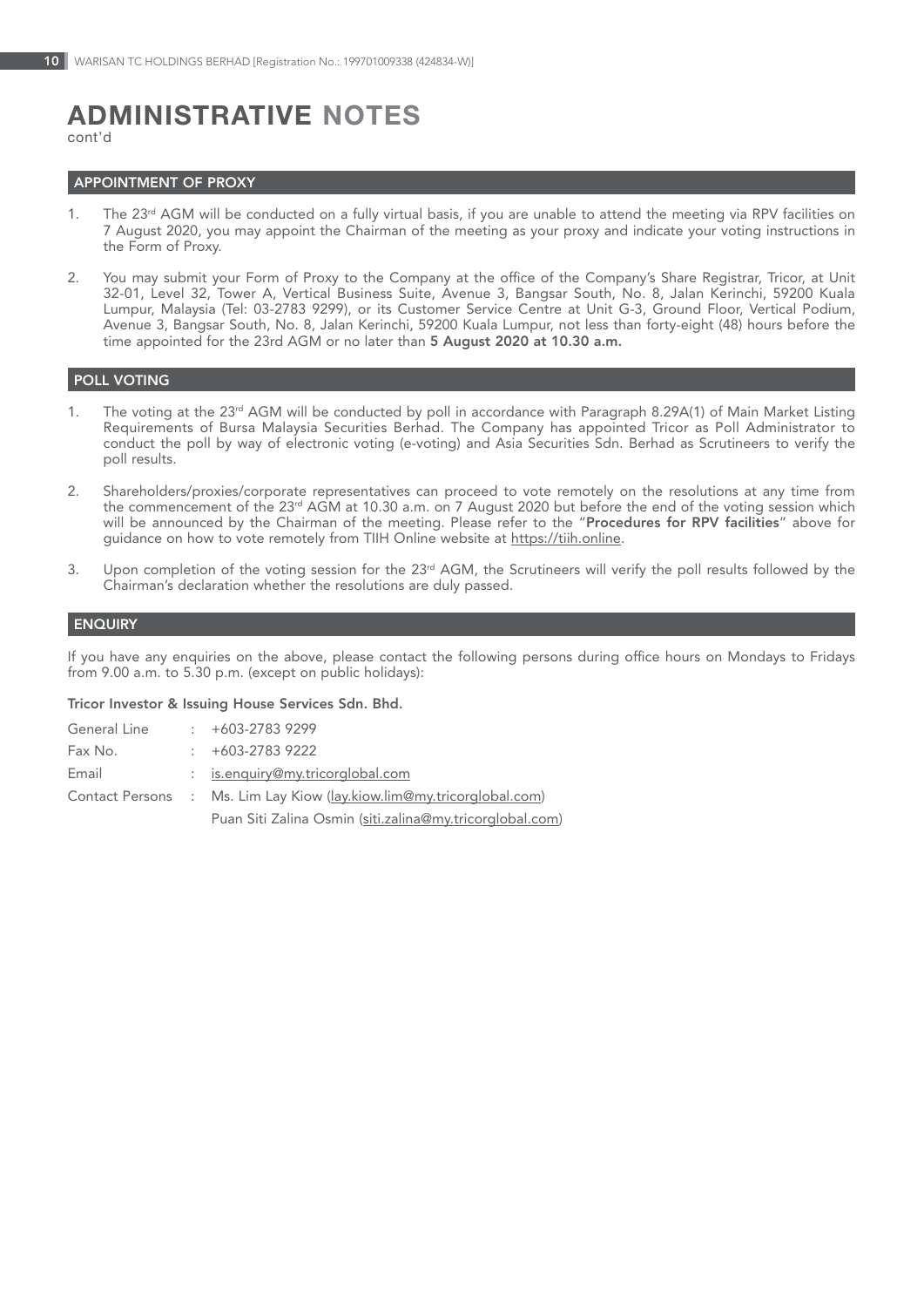# ADMINISTRATIVE NOTES
cont'd

## APPOINTMENT OF PROXY

1. The 23rd AGM will be conducted on a fully virtual basis, if you are unable to attend the meeting via RPV facilities on 7 August 2020, you may appoint the Chairman of the meeting as your proxy and indicate your voting instructions in the Form of Proxy.

2. You may submit your Form of Proxy to the Company at the office of the Company's Share Registrar, Tricor, at Unit 32-01, Level 32, Tower A, Vertical Business Suite, Avenue 3, Bangsar South, No. 8, Jalan Kerinchi, 59200 Kuala Lumpur, Malaysia (Tel: 03-2783 9299), or its Customer Service Centre at Unit G-3, Ground Floor, Vertical Podium, Avenue 3, Bangsar South, No. 8, Jalan Kerinchi, 59200 Kuala Lumpur, not less than forty-eight (48) hours before the time appointed for the 23rd AGM or no later than **5 August 2020 at 10.30 a.m.**

## POLL VOTING

1. The voting at the 23rd AGM will be conducted by poll in accordance with Paragraph 8.29A(1) of Main Market Listing Requirements of Bursa Malaysia Securities Berhad. The Company has appointed Tricor as Poll Administrator to conduct the poll by way of electronic voting (e-voting) and Asia Securities Sdn. Berhad as Scrutineers to verify the poll results.

2. Shareholders/proxies/corporate representatives can proceed to vote remotely on the resolutions at any time from the commencement of the 23rd AGM at 10.30 a.m. on 7 August 2020 but before the end of the voting session which will be announced by the Chairman of the meeting. Please refer to the "**Procedures for RPV facilities**" above for guidance on how to vote remotely from TIIH Online website at https://tiih.online.

3. Upon completion of the voting session for the 23rd AGM, the Scrutineers will verify the poll results followed by the Chairman's declaration whether the resolutions are duly passed.

## ENQUIRY

If you have any enquiries on the above, please contact the following persons during office hours on Mondays to Fridays from 9.00 a.m. to 5.30 p.m. (except on public holidays):

**Tricor Investor & Issuing House Services Sdn. Bhd.**

| | | |
|---|---|---|
| General Line | : | +603-2783 9299 |
| Fax No. | : | +603-2783 9222 |
| Email | : | is.enquiry@my.tricorglobal.com |
| Contact Persons | : | Ms. Lim Lay Kiow (lay.kiow.lim@my.tricorglobal.com) |
| | | Puan Siti Zalina Osmin (siti.zalina@my.tricorglobal.com) |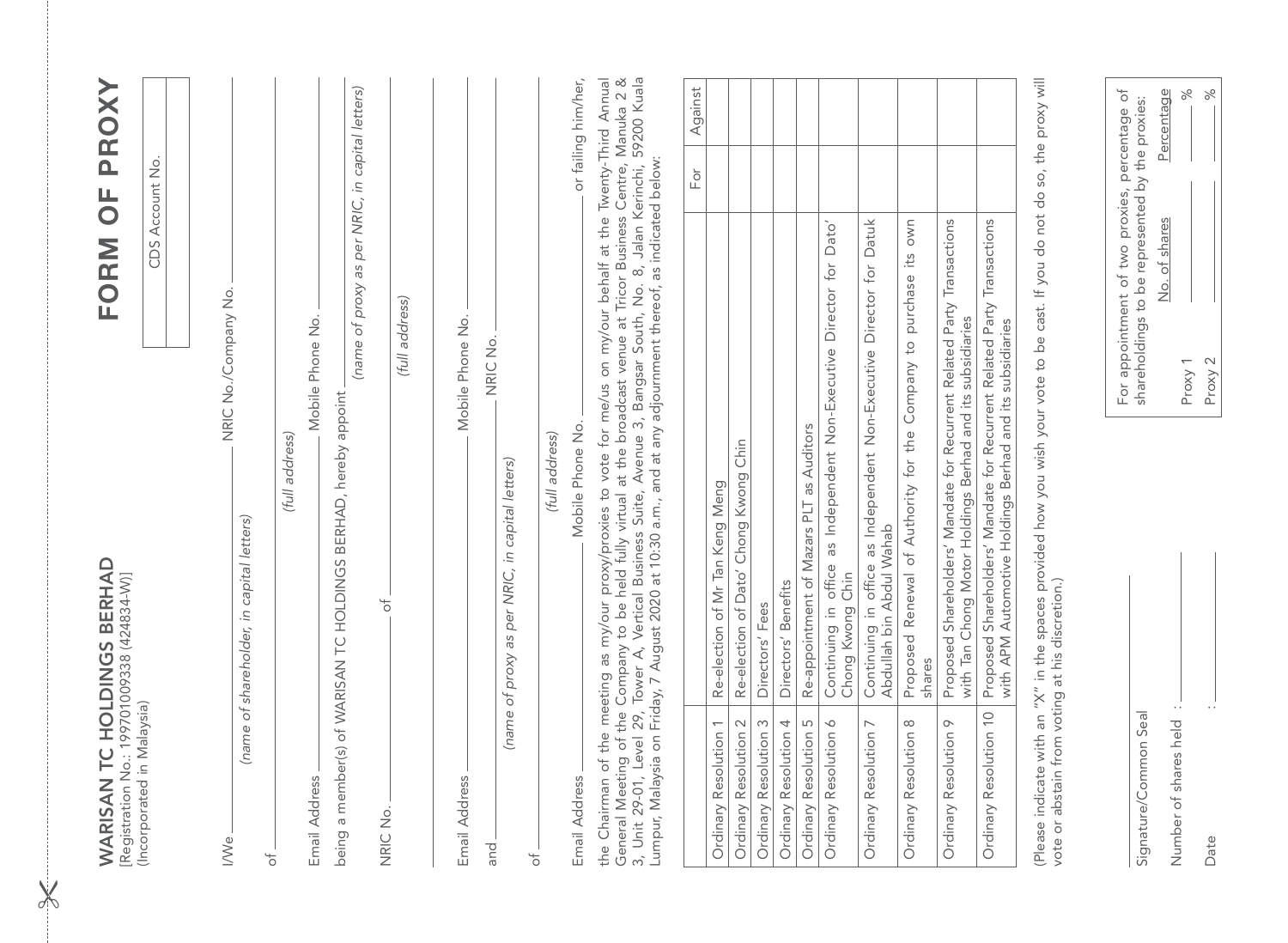# FORM OF PROXY

**WARISAN TC HOLDINGS BERHAD**
[Registration No.: 199701009338 (424834-W)]
(Incorporated in Malaysia)

| CDS Account No. |
|---|
| |

I/We ______________________________ NRIC No./Company No. ______________
*(name of shareholder, in capital letters)*

of ______________________________________________
*(full address)*

Email Address ______________________ Mobile Phone No. ______________

being a member(s) of WARISAN TC HOLDINGS BERHAD, hereby appoint ______________________
*(name of proxy as per NRIC, in capital letters)*

NRIC No. ______________ of ______________________________
*(full address)*

Email Address ______________________ Mobile Phone No. ______________

and ______________________________ NRIC No. ______________
*(name of proxy as per NRIC, in capital letters)*

of ______________________________________________
*(full address)*

Email Address ______________________ Mobile Phone No. ______________ or failing him/her,

the Chairman of the meeting as my/our proxy/proxies to vote for me/us on my/our behalf at the Twenty-Third Annual General Meeting of the Company to be held fully virtual at the broadcast venue at Tricor Business Centre, Manuka 2 & 3, Unit 29-01, Level 29, Tower A, Vertical Business Suite, Avenue 3, Bangsar South, No. 8, Jalan Kerinchi, 59200 Kuala Lumpur, Malaysia on Friday, 7 August 2020 at 10:30 a.m., and at any adjournment thereof, as indicated below:

| | | For | Against |
|---|---|---|---|
| Ordinary Resolution 1 | Re-election of Mr Tan Keng Meng | | |
| Ordinary Resolution 2 | Re-election of Dato' Chong Kwong Chin | | |
| Ordinary Resolution 3 | Directors' Fees | | |
| Ordinary Resolution 4 | Directors' Benefits | | |
| Ordinary Resolution 5 | Re-appointment of Mazars PLT as Auditors | | |
| Ordinary Resolution 6 | Continuing in office as Independent Non-Executive Director for Dato' Chong Kwong Chin | | |
| Ordinary Resolution 7 | Continuing in office as Independent Non-Executive Director for Datuk Abdullah bin Abdul Wahab | | |
| Ordinary Resolution 8 | Proposed Renewal of Authority for the Company to purchase its own shares | | |
| Ordinary Resolution 9 | Proposed Shareholders' Mandate for Recurrent Related Party Transactions with Tan Chong Motor Holdings Berhad and its subsidiaries | | |
| Ordinary Resolution 10 | Proposed Shareholders' Mandate for Recurrent Related Party Transactions with APM Automotive Holdings Berhad and its subsidiaries | | |

(Please indicate with an "X" in the spaces provided how you wish your vote to be cast. If you do not do so, the proxy will vote or abstain from voting at his discretion.)

______________________
Signature/Common Seal

Number of shares held : ______________

Date : ______________

For appointment of two proxies, percentage of shareholdings to be represented by the proxies:

| | No. of shares | Percentage |
|---|---|---|
| Proxy 1 | | % |
| Proxy 2 | | % |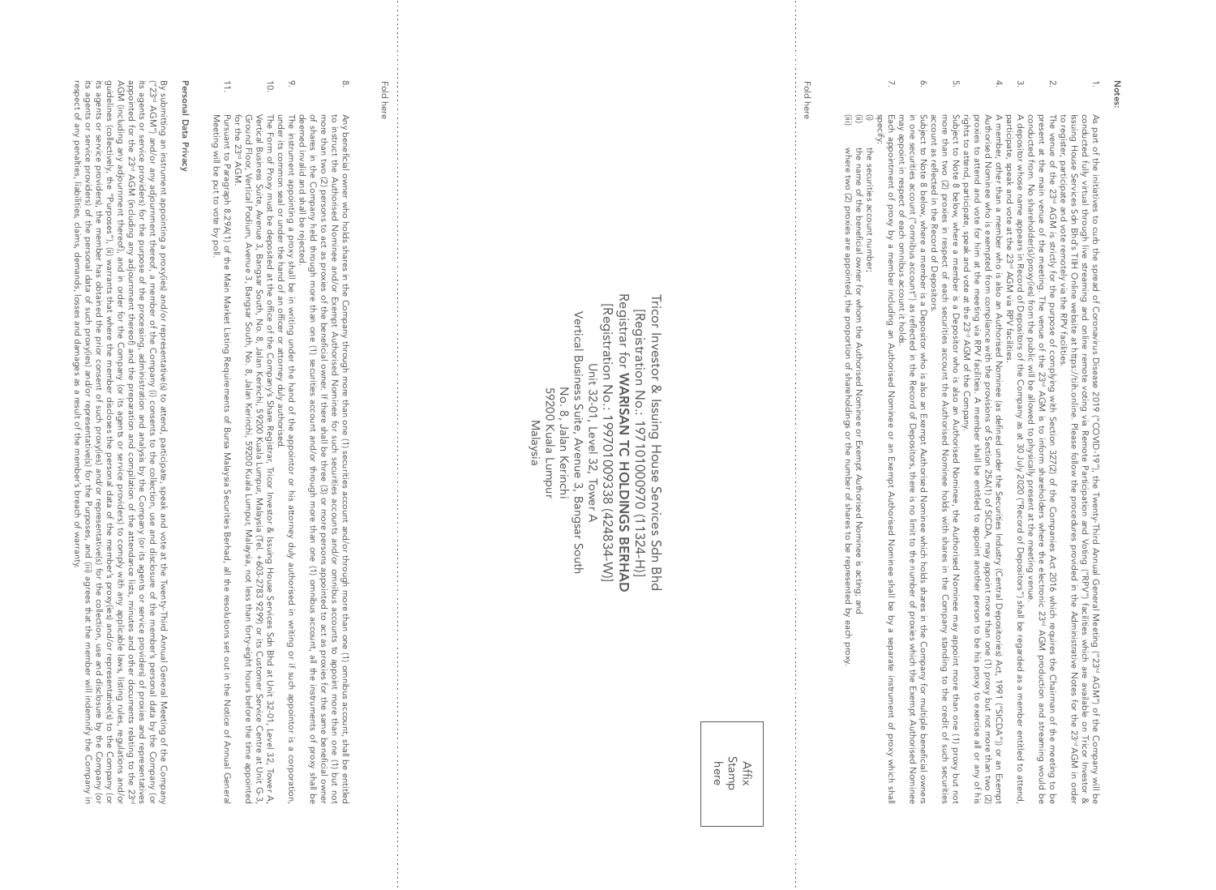## Notes:

1. As part of the initiatives to curb the spread of Coronavirus Disease 2019 ("COVID-19"), the Twenty-Third Annual General Meeting ("23rd AGM") of the Company will be conducted fully virtual through live streaming and online remote voting via Remote Participation and Voting ("RPV") facilities which are available on Tricor Investor & Issuing House Services Sdn Bhd's TIIH Online website at https://tiih.online. Please follow the procedures provided in the Administrative Notes for the 23rd AGM in order to register, participate and vote remotely via the RPV facilities.
2. The venue of the 23rd AGM is strictly for the purpose of complying with Section 327(2) of the Companies Act 2016 which requires the Chairman of the meeting to be present at the main venue of the meeting. The venue of the 23rd AGM is to inform shareholders where the electronic 23rd AGM production and streaming would be conducted from. No shareholder(s)/proxy(ies) from the public will be allowed to physically present at the meeting venue.
3. A depositor whose name appears in Record of Depositors of the Company as at 30 July 2020 ("Record of Depositors") shall be regarded as a member entitled to attend, participate, speak and vote at the 23rd AGM via RPV facilities.
4. A member, other than a member who is also an Authorised Nominee (as defined under the Securities Industry (Central Depositories) Act, 1991 ("SICDA")) or an Exempt Authorised Nominee who is exempted from compliance with the provisions of Section 25A(1) of SICDA, may appoint more than one (1) proxy but not more than two (2) proxies to attend and vote for him at the meeting via RPV facilities. A member shall be entitled to appoint another person to be his proxy to exercise all or any of his rights to attend, participate, speak and vote at the 23rd AGM of the Company.
5. Subject to Note 8 below, where a member is a Depositor who is also an Authorised Nominee, the Authorised Nominee may appoint more than one (1) proxy but not more than two (2) proxies in respect of each securities account the Authorised Nominee holds with shares in the Company standing to the credit of such securities account as reflected in the Record of Depositors.
6. Subject to Note 8 below, where a member is a Depositor who is also an Exempt Authorised Nominee which holds shares in the Company for multiple beneficial owners in one securities account ("omnibus account") as reflected in the Record of Depositors, there is no limit to the number of proxies which the Exempt Authorised Nominee may appoint in respect of each omnibus account it holds.
7. Each appointment of proxy by a member including an Authorised Nominee or an Exempt Authorised Nominee shall be by a separate instrument of proxy which shall specify:
   (i) the securities account number;
   (ii) the name of the beneficial owner for whom the Authorised Nominee or Exempt Authorised Nominee is acting; and
   (iii) where two (2) proxies are appointed, the proportion of shareholdings or the number of shares to be represented by each proxy.

Fold here

Affix Stamp here

Tricor Investor & Issuing House Services Sdn Bhd
[Registration No.: 197101000970 (11324-H)]
Registrar for **WARISAN TC HOLDINGS BERHAD**
[Registration No.: 199701009338 (424834-W)]
Unit 32-01, Level 32, Tower A
Vertical Business Suite, Avenue 3, Bangsar South
No. 8, Jalan Kerinchi
59200 Kuala Lumpur
Malaysia

Fold here

8. Any beneficial owner who holds shares in the Company through more than one (1) securities account and/or through more than one (1) omnibus account, shall be entitled to instruct the Authorised Nominee and/or Exempt Authorised Nominee for such securities accounts and/or omnibus accounts to appoint more than one (1) but not more than two (2) persons to act as proxies of the beneficial owner. If there shall be three (3) or more persons appointed to act as proxies for the same beneficial owner of shares in the Company held through more than one (1) securities account and/or though more than one (1) omnibus account, all the instruments of proxy shall be deemed invalid and shall be rejected.
9. The instrument appointing a proxy shall be in writing under the hand of the appointor or his attorney duly authorised in writing or if such appointor is a corporation, under its common seal or under the hand of an officer or attorney duly authorised.
10. The Form of Proxy must be deposited at the office of the Company's Share Registrar, Tricor Investor & Issuing House Services Sdn Bhd at Unit 32-01, Level 32, Tower A, Vertical Business Suite, Avenue 3, Bangsar South, No. 8, Jalan Kerinchi, 59200 Kuala Lumpur, Malaysia (Tel. +603-2783 9299) or its Customer Service Centre at Unit G-3, Ground Floor, Vertical Podium, Avenue 3, Bangsar South, No. 8, Jalan Kerinchi, 59200 Kuala Lumpur, Malaysia, not less than forty-eight hours before the time appointed for the 23rd AGM.
11. Pursuant to Paragraph 8.29A(1) of the Main Market Listing Requirements of Bursa Malaysia Securities Berhad, all the resolutions set out in the Notice of Annual General Meeting will be put to vote by poll.

### Personal Data Privacy

By submitting an instrument appointing a proxy(ies) and/or representative(s) to attend, participate, speak and vote at the Twenty-Third Annual General Meeting of the Company ("23rd AGM") and/or any adjournment thereof, a member of the Company (i) consents to the collection, use and disclosure of the member's personal data by the Company (or its agents or service providers) for the purpose of the processing, administration and analysis by the Company (or its agents or service providers) of proxies and representatives appointed for the 23rd AGM (including any adjournment thereof) and the preparation and compilation of the attendance lists, minutes and other documents relating to the 23rd AGM (including any adjournment thereof), and in order for the Company (or its agents or service providers) to comply with any applicable laws, listing rules, regulations and/or guidelines (collectively, the "Purposes"), (ii) warrants that where the member discloses the personal data of the member's proxy(ies) and/or representative(s) to the Company (or its agents or service providers), the member has obtained the prior consent of such proxy(ies) and/or representative(s) for the collection, use and disclosure by the Company (or its agents or service providers) of the personal data of such proxy(ies) and/or representative(s) for the Purposes, and (iii) agrees that the member will indemnify the Company in respect of any penalties, liabilities, claims, demands, losses and damages as a result of the member's breach of warranty.